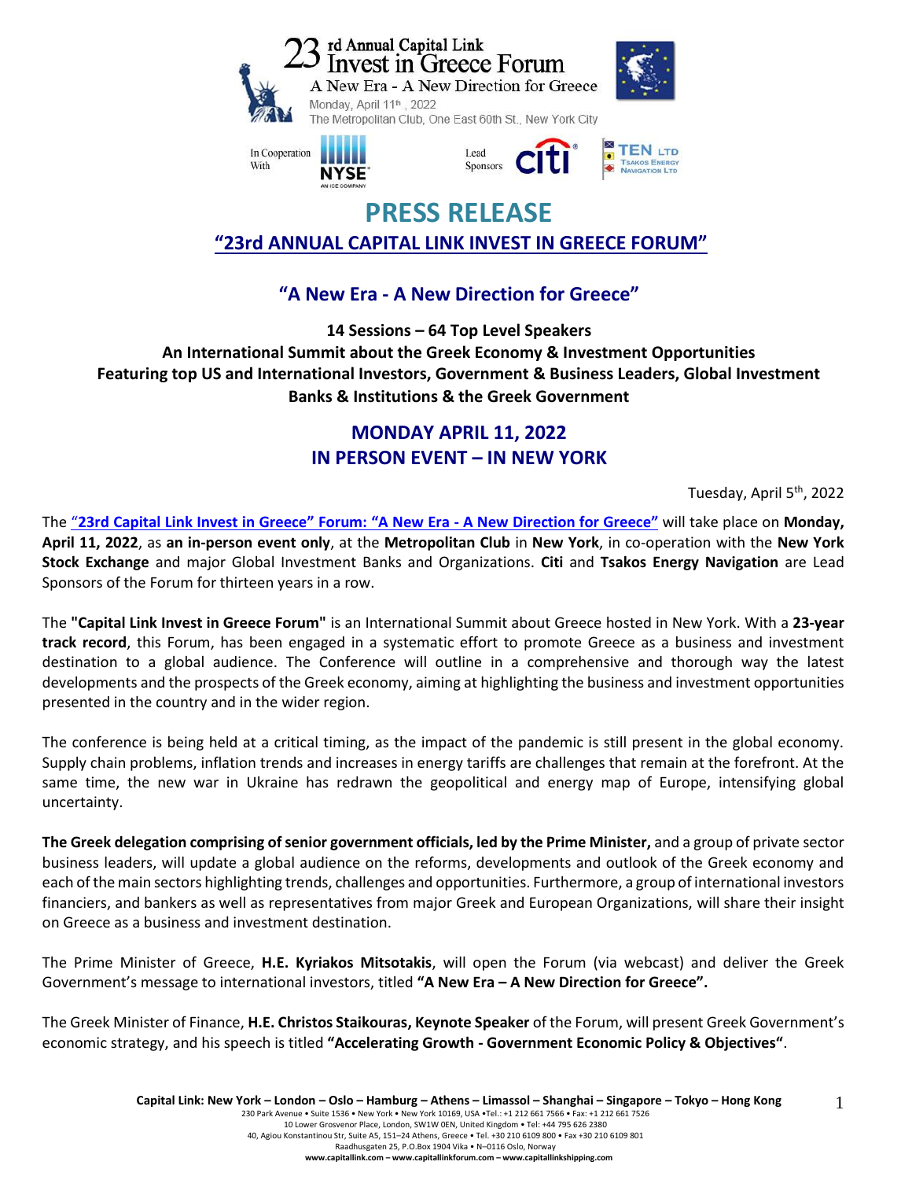23rd Annual Capital Link Invest in Greece Forum

A New Era - A New Direction for Greece

Monday, April 11th, 2022

The Metropolitan Club, One East 60th St., New York City

In Cooperation With NYSE

Lead Sponsors Citi, TEN LTD Tsakos Energy Navigation LTD

# PRESS RELEASE

## "23rd ANNUAL CAPITAL LINK INVEST IN GREECE FORUM"

### "A New Era - A New Direction for Greece"

**14 Sessions – 64 Top Level Speakers**
**An International Summit about the Greek Economy & Investment Opportunities**
**Featuring top US and International Investors, Government & Business Leaders, Global Investment Banks & Institutions & the Greek Government**

### MONDAY APRIL 11, 2022
### IN PERSON EVENT – IN NEW YORK

Tuesday, April 5th, 2022

The **"23rd Capital Link Invest in Greece" Forum: "A New Era - A New Direction for Greece"** will take place on **Monday, April 11, 2022**, as **an in-person event only**, at the **Metropolitan Club** in **New York**, in co-operation with the **New York Stock Exchange** and major Global Investment Banks and Organizations. **Citi** and **Tsakos Energy Navigation** are Lead Sponsors of the Forum for thirteen years in a row.

The **"Capital Link Invest in Greece Forum"** is an International Summit about Greece hosted in New York. With a **23-year track record**, this Forum, has been engaged in a systematic effort to promote Greece as a business and investment destination to a global audience. The Conference will outline in a comprehensive and thorough way the latest developments and the prospects of the Greek economy, aiming at highlighting the business and investment opportunities presented in the country and in the wider region.

The conference is being held at a critical timing, as the impact of the pandemic is still present in the global economy. Supply chain problems, inflation trends and increases in energy tariffs are challenges that remain at the forefront. At the same time, the new war in Ukraine has redrawn the geopolitical and energy map of Europe, intensifying global uncertainty.

**The Greek delegation comprising of senior government officials, led by the Prime Minister,** and a group of private sector business leaders, will update a global audience on the reforms, developments and outlook of the Greek economy and each of the main sectors highlighting trends, challenges and opportunities. Furthermore, a group of international investors financiers, and bankers as well as representatives from major Greek and European Organizations, will share their insight on Greece as a business and investment destination.

The Prime Minister of Greece, **H.E. Kyriakos Mitsotakis**, will open the Forum (via webcast) and deliver the Greek Government's message to international investors, titled **"A New Era – A New Direction for Greece".**

The Greek Minister of Finance, **H.E. Christos Staikouras, Keynote Speaker** of the Forum, will present Greek Government's economic strategy, and his speech is titled **"Accelerating Growth - Government Economic Policy & Objectives"**.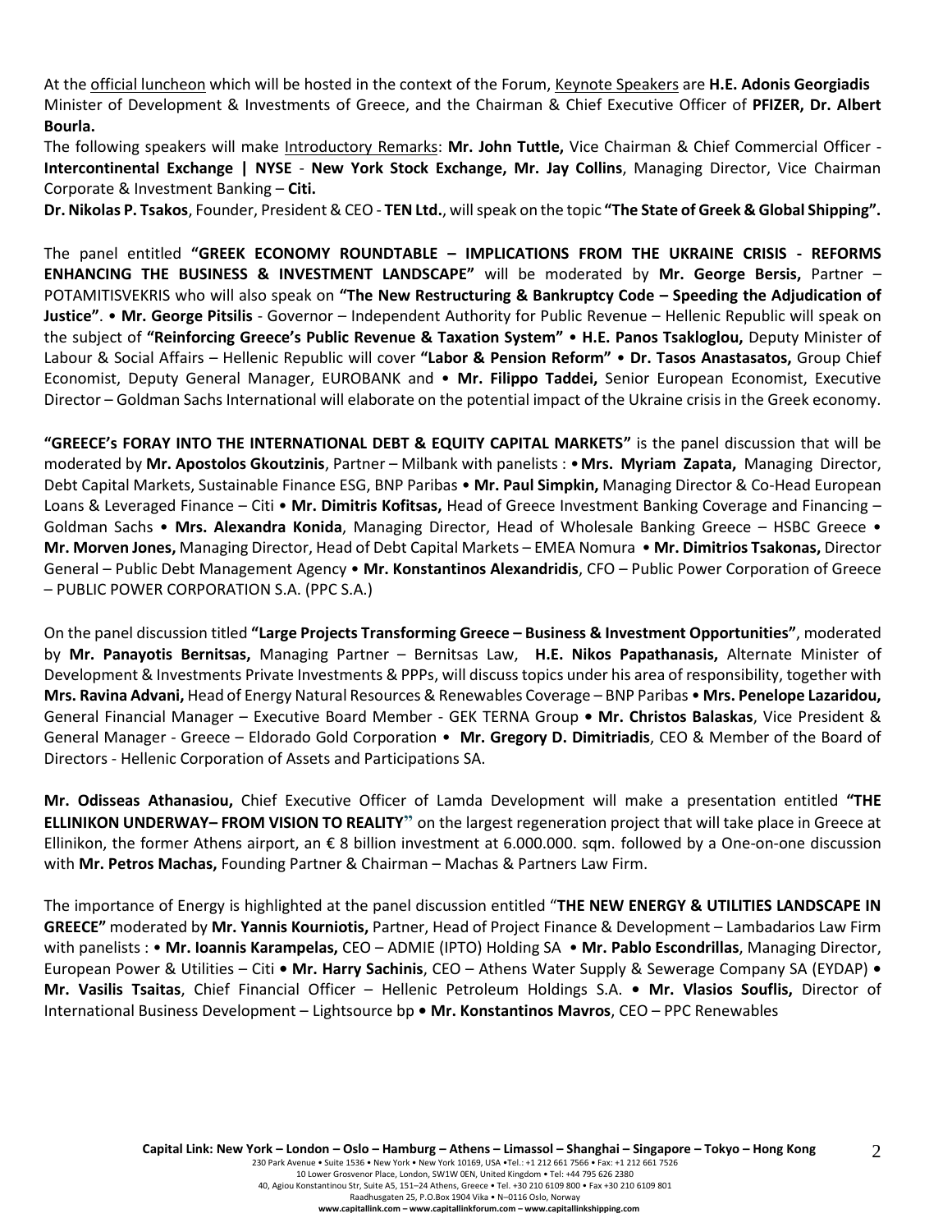At the official luncheon which will be hosted in the context of the Forum, Keynote Speakers are **H.E. Adonis Georgiadis** Minister of Development & Investments of Greece, and the Chairman & Chief Executive Officer of **PFIZER, Dr. Albert Bourla.**

The following speakers will make Introductory Remarks: **Mr. John Tuttle,** Vice Chairman & Chief Commercial Officer - **Intercontinental Exchange | NYSE** - **New York Stock Exchange, Mr. Jay Collins**, Managing Director, Vice Chairman Corporate & Investment Banking – **Citi.**

**Dr. Nikolas P. Tsakos**, Founder, President & CEO - **TEN Ltd.**, will speak on the topic **"The State of Greek & Global Shipping".**

The panel entitled **"GREEK ECONOMY ROUNDTABLE – IMPLICATIONS FROM THE UKRAINE CRISIS - REFORMS ENHANCING THE BUSINESS & INVESTMENT LANDSCAPE"** will be moderated by **Mr. George Bersis,** Partner – POTAMITISVEKRIS who will also speak on **"The New Restructuring & Bankruptcy Code – Speeding the Adjudication of Justice"**. • **Mr. George Pitsilis** - Governor – Independent Authority for Public Revenue – Hellenic Republic will speak on the subject of **"Reinforcing Greece's Public Revenue & Taxation System"** • **H.E. Panos Tsakloglou,** Deputy Minister of Labour & Social Affairs – Hellenic Republic will cover **"Labor & Pension Reform"** • **Dr. Tasos Anastasatos,** Group Chief Economist, Deputy General Manager, EUROBANK and • **Mr. Filippo Taddei,** Senior European Economist, Executive Director – Goldman Sachs International will elaborate on the potential impact of the Ukraine crisis in the Greek economy.

**"GREECE's FORAY INTO THE INTERNATIONAL DEBT & EQUITY CAPITAL MARKETS"** is the panel discussion that will be moderated by **Mr. Apostolos Gkoutzinis**, Partner – Milbank with panelists : • **Mrs. Myriam Zapata,** Managing Director, Debt Capital Markets, Sustainable Finance ESG, BNP Paribas • **Mr. Paul Simpkin,** Managing Director & Co-Head European Loans & Leveraged Finance – Citi • **Mr. Dimitris Kofitsas,** Head of Greece Investment Banking Coverage and Financing – Goldman Sachs • **Mrs. Alexandra Konida**, Managing Director, Head of Wholesale Banking Greece – HSBC Greece • **Mr. Morven Jones,** Managing Director, Head of Debt Capital Markets – EMEA Nomura • **Mr. Dimitrios Tsakonas,** Director General – Public Debt Management Agency • **Mr. Konstantinos Alexandridis**, CFO – Public Power Corporation of Greece – PUBLIC POWER CORPORATION S.A. (PPC S.A.)

On the panel discussion titled **"Large Projects Transforming Greece – Business & Investment Opportunities"**, moderated by **Mr. Panayotis Bernitsas,** Managing Partner – Bernitsas Law, **H.E. Nikos Papathanasis,** Alternate Minister of Development & Investments Private Investments & PPPs, will discuss topics under his area of responsibility, together with **Mrs. Ravina Advani,** Head of Energy Natural Resources & Renewables Coverage – BNP Paribas • **Mrs. Penelope Lazaridou,** General Financial Manager – Executive Board Member - GEK TERNA Group • **Mr. Christos Balaskas**, Vice President & General Manager - Greece – Eldorado Gold Corporation • **Mr. Gregory D. Dimitriadis**, CEO & Member of the Board of Directors - Hellenic Corporation of Assets and Participations SA.

**Mr. Odisseas Athanasiou,** Chief Executive Officer of Lamda Development will make a presentation entitled **"THE ELLINIKON UNDERWAY– FROM VISION TO REALITY"** on the largest regeneration project that will take place in Greece at Ellinikon, the former Athens airport, an € 8 billion investment at 6.000.000. sqm. followed by a One-on-one discussion with **Mr. Petros Machas,** Founding Partner & Chairman – Machas & Partners Law Firm.

The importance of Energy is highlighted at the panel discussion entitled "**THE NEW ENERGY & UTILITIES LANDSCAPE IN GREECE"** moderated by **Mr. Yannis Kourniotis,** Partner, Head of Project Finance & Development – Lambadarios Law Firm with panelists : • **Mr. Ioannis Karampelas,** CEO – ADMIE (IPTO) Holding SA • **Mr. Pablo Escondrillas**, Managing Director, European Power & Utilities – Citi • **Mr. Harry Sachinis**, CEO – Athens Water Supply & Sewerage Company SA (EYDAP) • **Mr. Vasilis Tsaitas**, Chief Financial Officer – Hellenic Petroleum Holdings S.A. • **Mr. Vlasios Souflis,** Director of International Business Development – Lightsource bp • **Mr. Konstantinos Mavros**, CEO – PPC Renewables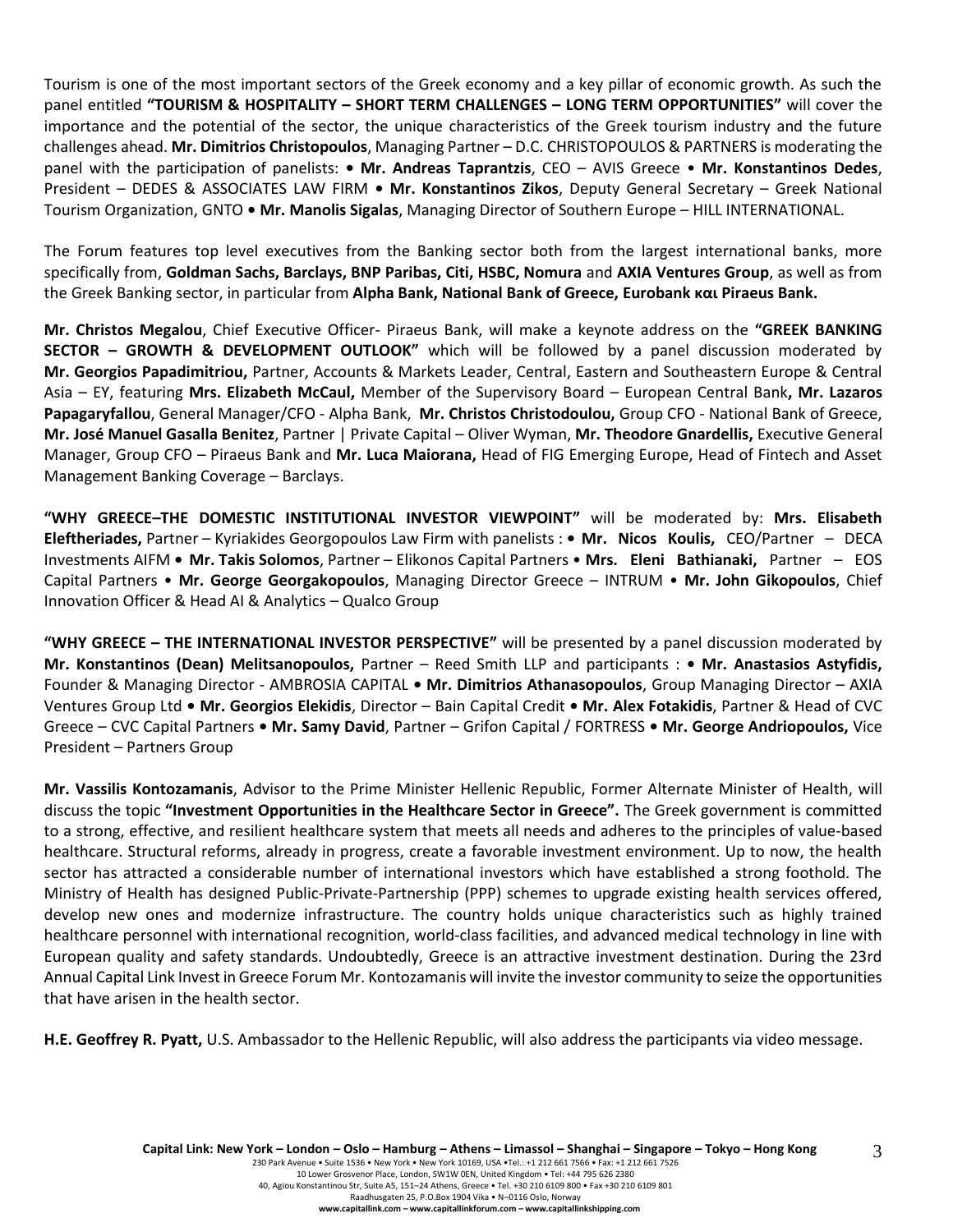Tourism is one of the most important sectors of the Greek economy and a key pillar of economic growth. As such the panel entitled **"TOURISM & HOSPITALITY – SHORT TERM CHALLENGES – LONG TERM OPPORTUNITIES"** will cover the importance and the potential of the sector, the unique characteristics of the Greek tourism industry and the future challenges ahead. **Mr. Dimitrios Christopoulos**, Managing Partner – D.C. CHRISTOPOULOS & PARTNERS is moderating the panel with the participation of panelists: **• Mr. Andreas Taprantzis**, CEO – AVIS Greece • **Mr. Konstantinos Dedes**, President – DEDES & ASSOCIATES LAW FIRM **• Mr. Konstantinos Zikos**, Deputy General Secretary – Greek National Tourism Organization, GNTO **• Mr. Manolis Sigalas**, Managing Director of Southern Europe – HILL INTERNATIONAL.

The Forum features top level executives from the Banking sector both from the largest international banks, more specifically from, **Goldman Sachs, Barclays, BNP Paribas, Citi, HSBC, Nomura** and **AXIA Ventures Group**, as well as from the Greek Banking sector, in particular from **Alpha Bank, National Bank of Greece, Eurobank και Piraeus Bank.**

**Mr. Christos Megalou**, Chief Executive Officer- Piraeus Bank, will make a keynote address on the **"GREEK BANKING SECTOR – GROWTH & DEVELOPMENT OUTLOOK"** which will be followed by a panel discussion moderated by **Mr. Georgios Papadimitriou,** Partner, Accounts & Markets Leader, Central, Eastern and Southeastern Europe & Central Asia – EY, featuring **Mrs. Elizabeth McCaul,** Member of the Supervisory Board – European Central Bank**, Mr. Lazaros Papagaryfallou**, General Manager/CFO - Alpha Bank, **Mr. Christos Christodoulou,** Group CFO - National Bank of Greece, **Mr. José Manuel Gasalla Benitez**, Partner | Private Capital – Oliver Wyman, **Mr. Theodore Gnardellis,** Executive General Manager, Group CFO – Piraeus Bank and **Mr. Luca Maiorana,** Head of FIG Emerging Europe, Head of Fintech and Asset Management Banking Coverage – Barclays.

**"WHY GREECE–THE DOMESTIC INSTITUTIONAL INVESTOR VIEWPOINT"** will be moderated by: **Mrs. Elisabeth Eleftheriades,** Partner – Kyriakides Georgopoulos Law Firm with panelists : **• Mr. Nicos Koulis,** CEO/Partner – DECA Investments AIFM **• Mr. Takis Solomos**, Partner – Elikonos Capital Partners • **Mrs. Eleni Bathianaki,** Partner – EOS Capital Partners • **Mr. George Georgakopoulos**, Managing Director Greece – INTRUM • **Mr. John Gikopoulos**, Chief Innovation Officer & Head AI & Analytics – Qualco Group

**"WHY GREECE – THE INTERNATIONAL INVESTOR PERSPECTIVE"** will be presented by a panel discussion moderated by **Mr. Konstantinos (Dean) Melitsanopoulos,** Partner – Reed Smith LLP and participants : **• Mr. Anastasios Astyfidis,** Founder & Managing Director - AMBROSIA CAPITAL **• Mr. Dimitrios Athanasopoulos**, Group Managing Director – AXIA Ventures Group Ltd **• Mr. Georgios Elekidis**, Director – Bain Capital Credit **• Mr. Alex Fotakidis**, Partner & Head of CVC Greece – CVC Capital Partners **• Mr. Samy David**, Partner – Grifon Capital / FORTRESS **• Mr. George Andriopoulos,** Vice President – Partners Group

**Mr. Vassilis Kontozamanis**, Advisor to the Prime Minister Hellenic Republic, Former Alternate Minister of Health, will discuss the topic **"Investment Opportunities in the Healthcare Sector in Greece".** The Greek government is committed to a strong, effective, and resilient healthcare system that meets all needs and adheres to the principles of value-based healthcare. Structural reforms, already in progress, create a favorable investment environment. Up to now, the health sector has attracted a considerable number of international investors which have established a strong foothold. The Ministry of Health has designed Public-Private-Partnership (PPP) schemes to upgrade existing health services offered, develop new ones and modernize infrastructure. The country holds unique characteristics such as highly trained healthcare personnel with international recognition, world-class facilities, and advanced medical technology in line with European quality and safety standards. Undoubtedly, Greece is an attractive investment destination. During the 23rd Annual Capital Link Invest in Greece Forum Mr. Kontozamanis will invite the investor community to seize the opportunities that have arisen in the health sector.

**H.E. Geoffrey R. Pyatt,** U.S. Ambassador to the Hellenic Republic, will also address the participants via video message.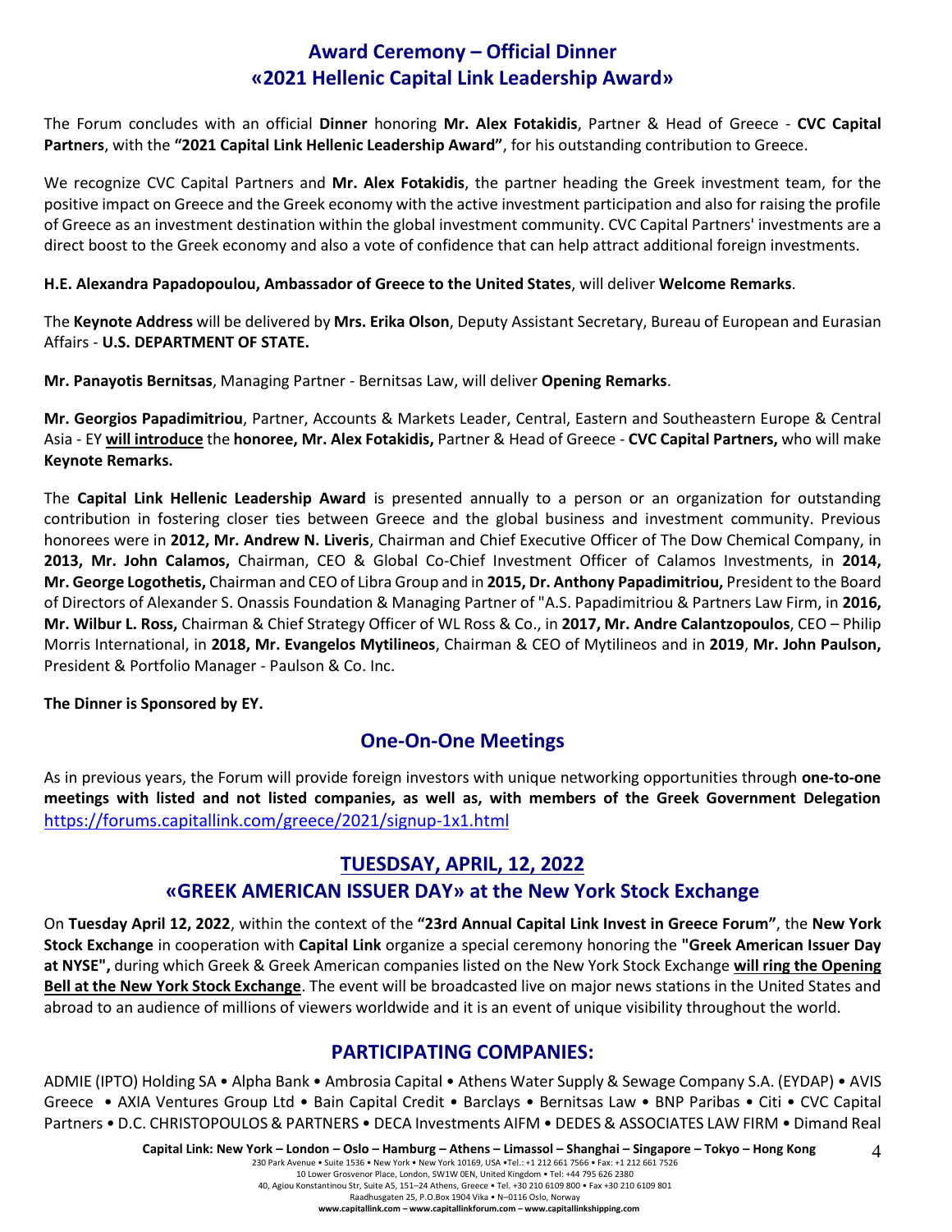## Award Ceremony – Official Dinner
## «2021 Hellenic Capital Link Leadership Award»

The Forum concludes with an official **Dinner** honoring **Mr. Alex Fotakidis**, Partner & Head of Greece - **CVC Capital Partners**, with the **"2021 Capital Link Hellenic Leadership Award"**, for his outstanding contribution to Greece.

We recognize CVC Capital Partners and **Mr. Alex Fotakidis**, the partner heading the Greek investment team, for the positive impact on Greece and the Greek economy with the active investment participation and also for raising the profile of Greece as an investment destination within the global investment community. CVC Capital Partners' investments are a direct boost to the Greek economy and also a vote of confidence that can help attract additional foreign investments.

**H.E. Alexandra Papadopoulou, Ambassador of Greece to the United States**, will deliver **Welcome Remarks**.

The **Keynote Address** will be delivered by **Mrs. Erika Olson**, Deputy Assistant Secretary, Bureau of European and Eurasian Affairs - **U.S. DEPARTMENT OF STATE.**

**Mr. Panayotis Bernitsas**, Managing Partner - Bernitsas Law, will deliver **Opening Remarks**.

**Mr. Georgios Papadimitriou**, Partner, Accounts & Markets Leader, Central, Eastern and Southeastern Europe & Central Asia - EY **will introduce** the **honoree, Mr. Alex Fotakidis,** Partner & Head of Greece - **CVC Capital Partners,** who will make **Keynote Remarks.**

The **Capital Link Hellenic Leadership Award** is presented annually to a person or an organization for outstanding contribution in fostering closer ties between Greece and the global business and investment community. Previous honorees were in **2012, Mr. Andrew N. Liveris**, Chairman and Chief Executive Officer of The Dow Chemical Company, in **2013, Mr. John Calamos,** Chairman, CEO & Global Co-Chief Investment Officer of Calamos Investments, in **2014, Mr. George Logothetis,** Chairman and CEO of Libra Group and in **2015, Dr. Anthony Papadimitriou,** President to the Board of Directors of Alexander S. Onassis Foundation & Managing Partner of "A.S. Papadimitriou & Partners Law Firm, in **2016, Mr. Wilbur L. Ross,** Chairman & Chief Strategy Officer of WL Ross & Co., in **2017, Mr. Andre Calantzopoulos**, CEO – Philip Morris International, in **2018, Mr. Evangelos Mytilineos**, Chairman & CEO of Mytilineos and in **2019**, **Mr. John Paulson,** President & Portfolio Manager - Paulson & Co. Inc.

**The Dinner is Sponsored by EY.**

## One-On-One Meetings

As in previous years, the Forum will provide foreign investors with unique networking opportunities through **one-to-one meetings with listed and not listed companies, as well as, with members of the Greek Government Delegation** https://forums.capitallink.com/greece/2021/signup-1x1.html

## TUESDSAY, APRIL, 12, 2022
## «GREEK AMERICAN ISSUER DAY» at the New York Stock Exchange

On **Tuesday April 12, 2022**, within the context of the **"23rd Annual Capital Link Invest in Greece Forum"**, the **New York Stock Exchange** in cooperation with **Capital Link** organize a special ceremony honoring the **"Greek American Issuer Day at NYSE",** during which Greek & Greek American companies listed on the New York Stock Exchange **will ring the Opening Bell at the New York Stock Exchange**. The event will be broadcasted live on major news stations in the United States and abroad to an audience of millions of viewers worldwide and it is an event of unique visibility throughout the world.

## PARTICIPATING COMPANIES:

ADMIE (IPTO) Holding SA • Alpha Bank • Ambrosia Capital • Athens Water Supply & Sewage Company S.A. (EYDAP) • AVIS Greece • AXIA Ventures Group Ltd • Bain Capital Credit • Barclays • Bernitsas Law • BNP Paribas • Citi • CVC Capital Partners • D.C. CHRISTOPOULOS & PARTNERS • DECA Investments AIFM • DEDES & ASSOCIATES LAW FIRM • Dimand Real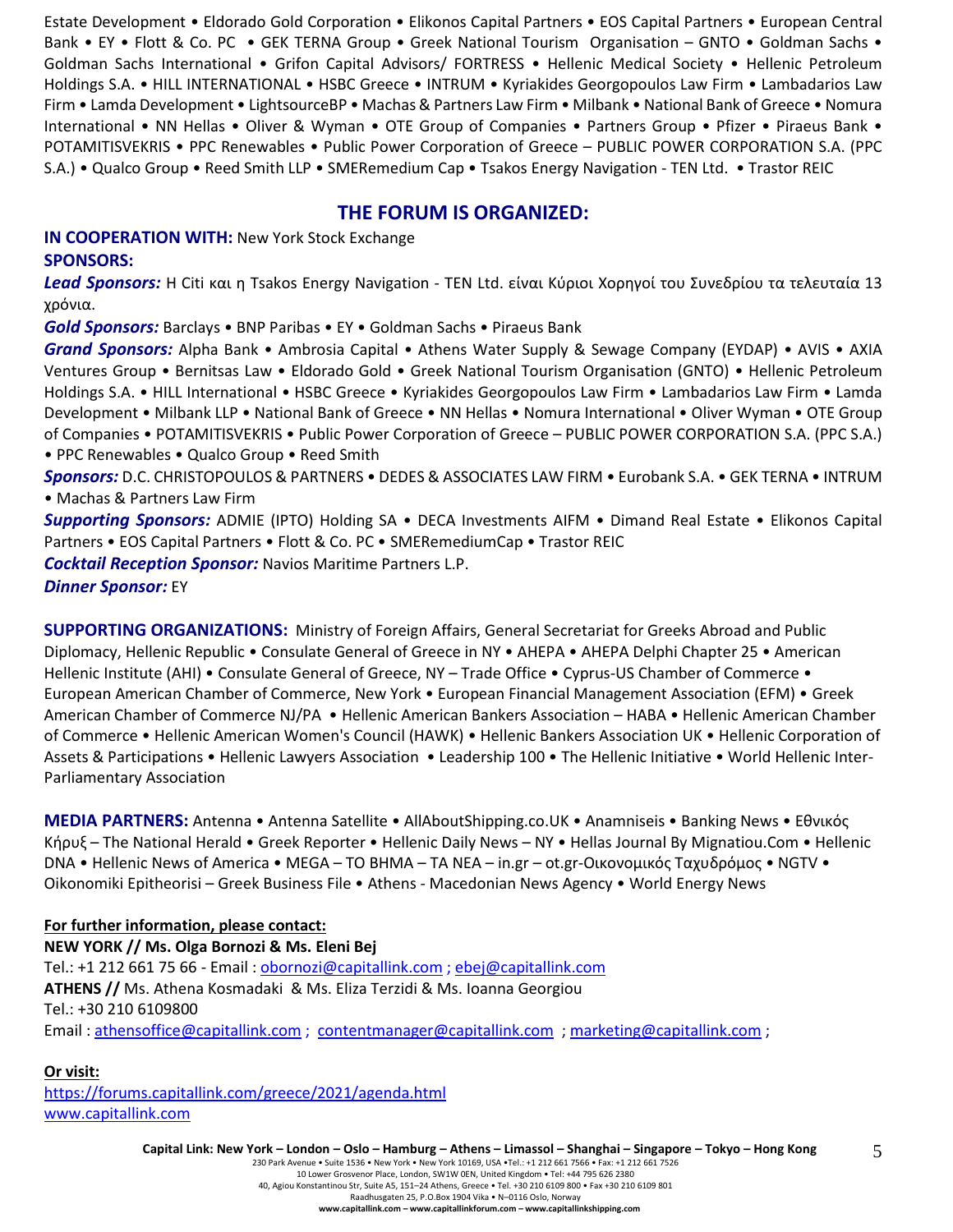Estate Development • Eldorado Gold Corporation • Elikonos Capital Partners • EOS Capital Partners • European Central Bank • EY • Flott & Co. PC • GEK TERNA Group • Greek National Tourism Organisation – GNTO • Goldman Sachs • Goldman Sachs International • Grifon Capital Advisors/ FORTRESS • Hellenic Medical Society • Hellenic Petroleum Holdings S.A. • HILL INTERNATIONAL • HSBC Greece • INTRUM • Kyriakides Georgopoulos Law Firm • Lambadarios Law Firm • Lamda Development • LightsourceBP • Machas & Partners Law Firm • Milbank • National Bank of Greece • Nomura International • NN Hellas • Oliver & Wyman • OTE Group of Companies • Partners Group • Pfizer • Piraeus Bank • POTAMITISVEKRIS • PPC Renewables • Public Power Corporation of Greece – PUBLIC POWER CORPORATION S.A. (PPC S.A.) • Qualco Group • Reed Smith LLP • SMERemedium Cap • Tsakos Energy Navigation - TEN Ltd. • Trastor REIC

## THE FORUM IS ORGANIZED:

**IN COOPERATION WITH:** New York Stock Exchange

**SPONSORS:**

***Lead Sponsors:*** Η Citi και η Tsakos Energy Navigation - TEN Ltd. είναι Κύριοι Χορηγοί του Συνεδρίου τα τελευταία 13 χρόνια.

***Gold Sponsors:*** Barclays • BNP Paribas • EY • Goldman Sachs • Piraeus Bank

***Grand Sponsors:*** Alpha Bank • Ambrosia Capital • Athens Water Supply & Sewage Company (EYDAP) • AVIS • AXIA Ventures Group • Bernitsas Law • Eldorado Gold • Greek National Tourism Organisation (GNTO) • Hellenic Petroleum Holdings S.A. • HILL International • HSBC Greece • Kyriakides Georgopoulos Law Firm • Lambadarios Law Firm • Lamda Development • Milbank LLP • National Bank of Greece • NN Hellas • Nomura International • Oliver Wyman • OTE Group of Companies • POTAMITISVEKRIS • Public Power Corporation of Greece – PUBLIC POWER CORPORATION S.A. (PPC S.A.) • PPC Renewables • Qualco Group • Reed Smith

***Sponsors:*** D.C. CHRISTOPOULOS & PARTNERS • DEDES & ASSOCIATES LAW FIRM • Eurobank S.A. • GEK TERNA • INTRUM • Machas & Partners Law Firm

***Supporting Sponsors:*** ADMIE (IPTO) Holding SA • DECA Investments AIFM • Dimand Real Estate • Elikonos Capital Partners • EOS Capital Partners • Flott & Co. PC • SMERemediumCap • Trastor REIC

***Cocktail Reception Sponsor:*** Navios Maritime Partners L.P.

***Dinner Sponsor:*** EY

**SUPPORTING ORGANIZATIONS:** Ministry of Foreign Affairs, General Secretariat for Greeks Abroad and Public Diplomacy, Hellenic Republic • Consulate General of Greece in NY • AHEPA • AHEPA Delphi Chapter 25 • American Hellenic Institute (AHI) • Consulate General of Greece, NY – Trade Office • Cyprus-US Chamber of Commerce • European American Chamber of Commerce, New York • European Financial Management Association (EFM) • Greek American Chamber of Commerce NJ/PA • Hellenic American Bankers Association – HABA • Hellenic American Chamber of Commerce • Hellenic American Women's Council (HAWK) • Hellenic Bankers Association UK • Hellenic Corporation of Assets & Participations • Hellenic Lawyers Association • Leadership 100 • The Hellenic Initiative • World Hellenic Inter-Parliamentary Association

**MEDIA PARTNERS:** Antenna • Antenna Satellite • AllAboutShipping.co.UK • Anamniseis • Banking News • Εθνικός Κήρυξ – The National Herald • Greek Reporter • Hellenic Daily News – NY • Hellas Journal By Mignatiou.Com • Hellenic DNA • Hellenic News of America • MEGA – TO BHMA – TA NEA – in.gr – ot.gr-Οικονομικός Ταχυδρόμος • NGTV • Oikonomiki Epitheorisi – Greek Business File • Athens - Macedonian News Agency • World Energy News

**For further information, please contact:**

**NEW YORK // Ms. Olga Bornozi & Ms. Eleni Bej**

Tel.: +1 212 661 75 66 - Email : obornozi@capitallink.com ; ebej@capitallink.com

**ATHENS //** Ms. Athena Kosmadaki & Ms. Eliza Terzidi & Ms. Ioanna Georgiou

Tel.: +30 210 6109800

Email : athensoffice@capitallink.com ; contentmanager@capitallink.com ; marketing@capitallink.com ;

**Or visit:**

https://forums.capitallink.com/greece/2021/agenda.html

www.capitallink.com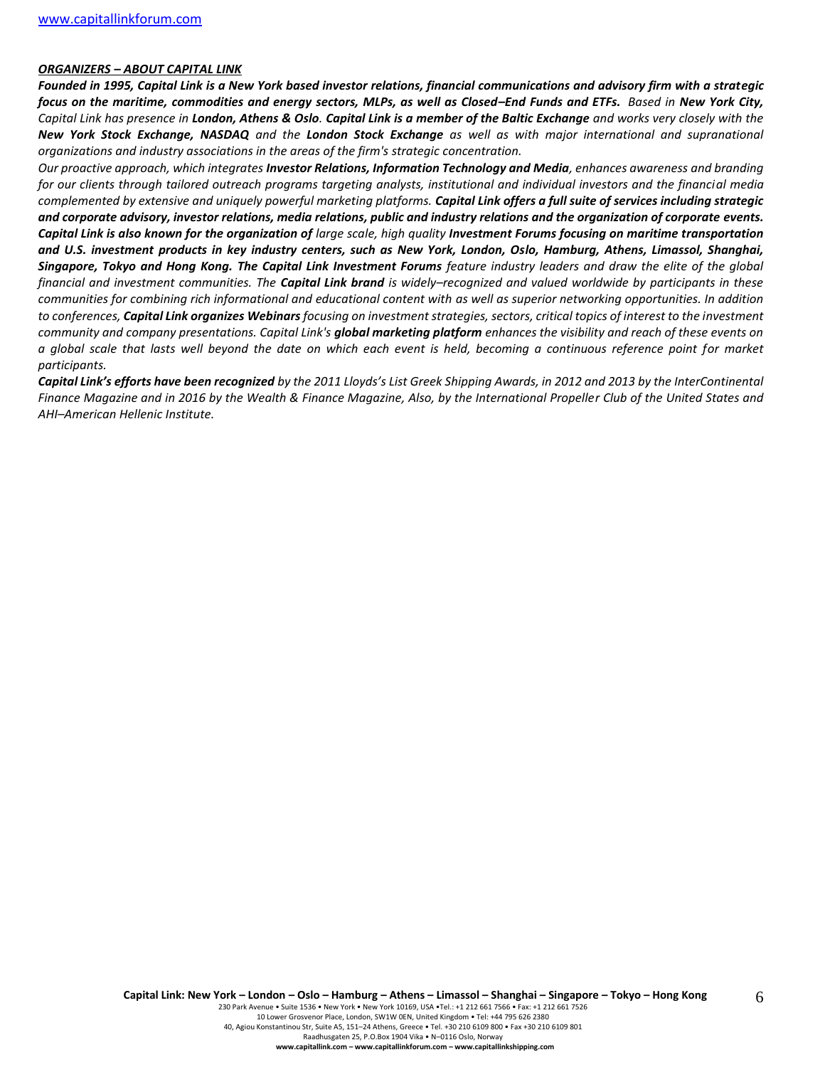***ORGANIZERS – ABOUT CAPITAL LINK***

***Founded in 1995, Capital Link is a New York based investor relations, financial communications and advisory firm with a strategic focus on the maritime, commodities and energy sectors, MLPs, as well as Closed–End Funds and ETFs.*** *Based in* ***New York City,*** *Capital Link has presence in* ***London, Athens & Oslo****.* ***Capital Link is a member of the Baltic Exchange*** *and works very closely with the* ***New York Stock Exchange, NASDAQ*** *and the* ***London Stock Exchange*** *as well as with major international and supranational organizations and industry associations in the areas of the firm's strategic concentration.*

*Our proactive approach, which integrates* ***Investor Relations, Information Technology and Media****, enhances awareness and branding for our clients through tailored outreach programs targeting analysts, institutional and individual investors and the financial media complemented by extensive and uniquely powerful marketing platforms.* ***Capital Link offers a full suite of services including strategic and corporate advisory, investor relations, media relations, public and industry relations and the organization of corporate events. Capital Link is also known for the organization of*** *large scale, high quality* ***Investment Forums focusing on maritime transportation and U.S. investment products in key industry centers, such as New York, London, Oslo, Hamburg, Athens, Limassol, Shanghai, Singapore, Tokyo and Hong Kong. The Capital Link Investment Forums*** *feature industry leaders and draw the elite of the global financial and investment communities. The* ***Capital Link brand*** *is widely–recognized and valued worldwide by participants in these communities for combining rich informational and educational content with as well as superior networking opportunities. In addition to conferences,* ***Capital Link organizes Webinars*** *focusing on investment strategies, sectors, critical topics of interest to the investment community and company presentations. Capital Link's* ***global marketing platform*** *enhances the visibility and reach of these events on a global scale that lasts well beyond the date on which each event is held, becoming a continuous reference point for market participants.*

***Capital Link's efforts have been recognized*** *by the 2011 Lloyds's List Greek Shipping Awards, in 2012 and 2013 by the InterContinental Finance Magazine and in 2016 by the Wealth & Finance Magazine, Also, by the International Propeller Club of the United States and AHI–American Hellenic Institute.*